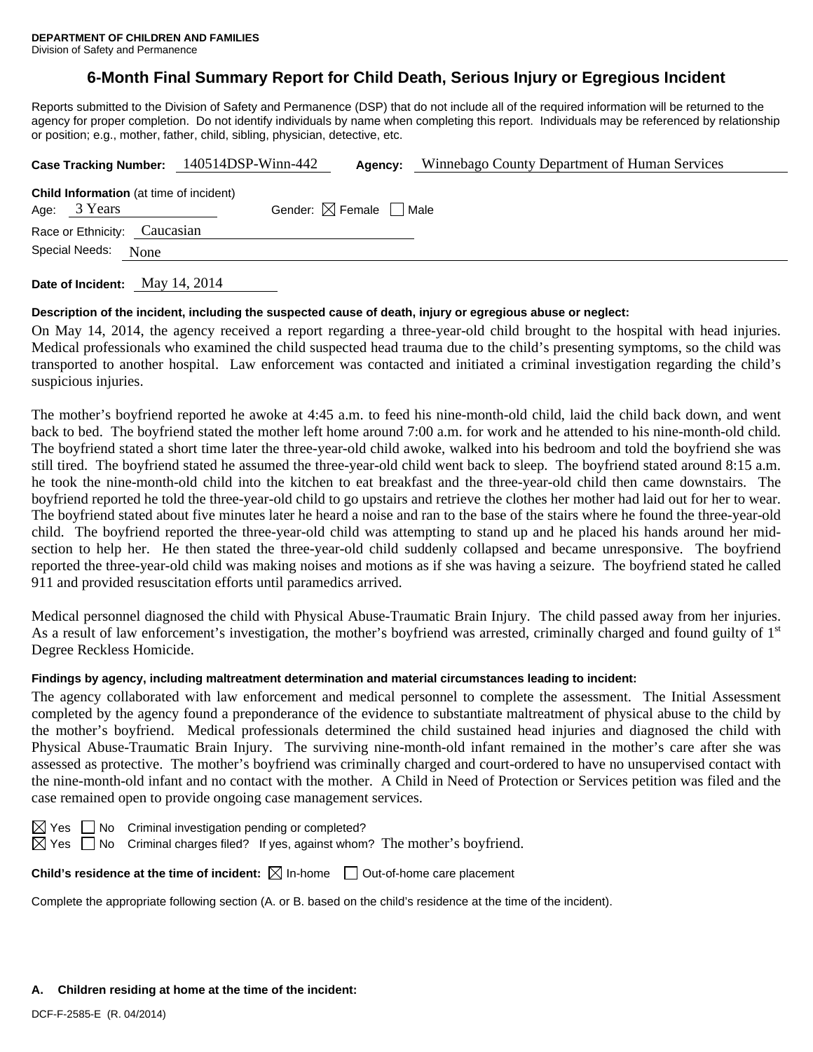**DEPARTMENT OF CHILDREN AND FAMILIES**
Division of Safety and Permanence

# 6-Month Final Summary Report for Child Death, Serious Injury or Egregious Incident

Reports submitted to the Division of Safety and Permanence (DSP) that do not include all of the required information will be returned to the agency for proper completion. Do not identify individuals by name when completing this report. Individuals may be referenced by relationship or position; e.g., mother, father, child, sibling, physician, detective, etc.

**Case Tracking Number:** 140514DSP-Winn-442 **Agency:** Winnebago County Department of Human Services

**Child Information** (at time of incident)
Age: 3 Years Gender: ☒ Female ☐ Male
Race or Ethnicity: Caucasian
Special Needs: None

**Date of Incident:** May 14, 2014

**Description of the incident, including the suspected cause of death, injury or egregious abuse or neglect:**

On May 14, 2014, the agency received a report regarding a three-year-old child brought to the hospital with head injuries. Medical professionals who examined the child suspected head trauma due to the child's presenting symptoms, so the child was transported to another hospital. Law enforcement was contacted and initiated a criminal investigation regarding the child's suspicious injuries.

The mother's boyfriend reported he awoke at 4:45 a.m. to feed his nine-month-old child, laid the child back down, and went back to bed. The boyfriend stated the mother left home around 7:00 a.m. for work and he attended to his nine-month-old child. The boyfriend stated a short time later the three-year-old child awoke, walked into his bedroom and told the boyfriend she was still tired. The boyfriend stated he assumed the three-year-old child went back to sleep. The boyfriend stated around 8:15 a.m. he took the nine-month-old child into the kitchen to eat breakfast and the three-year-old child then came downstairs. The boyfriend reported he told the three-year-old child to go upstairs and retrieve the clothes her mother had laid out for her to wear. The boyfriend stated about five minutes later he heard a noise and ran to the base of the stairs where he found the three-year-old child. The boyfriend reported the three-year-old child was attempting to stand up and he placed his hands around her mid-section to help her. He then stated the three-year-old child suddenly collapsed and became unresponsive. The boyfriend reported the three-year-old child was making noises and motions as if she was having a seizure. The boyfriend stated he called 911 and provided resuscitation efforts until paramedics arrived.

Medical personnel diagnosed the child with Physical Abuse-Traumatic Brain Injury. The child passed away from her injuries. As a result of law enforcement's investigation, the mother's boyfriend was arrested, criminally charged and found guilty of 1st Degree Reckless Homicide.

**Findings by agency, including maltreatment determination and material circumstances leading to incident:**

The agency collaborated with law enforcement and medical personnel to complete the assessment. The Initial Assessment completed by the agency found a preponderance of the evidence to substantiate maltreatment of physical abuse to the child by the mother's boyfriend. Medical professionals determined the child sustained head injuries and diagnosed the child with Physical Abuse-Traumatic Brain Injury. The surviving nine-month-old infant remained in the mother's care after she was assessed as protective. The mother's boyfriend was criminally charged and court-ordered to have no unsupervised contact with the nine-month-old infant and no contact with the mother. A Child in Need of Protection or Services petition was filed and the case remained open to provide ongoing case management services.

☒ Yes ☐ No Criminal investigation pending or completed?
☒ Yes ☐ No Criminal charges filed? If yes, against whom? The mother's boyfriend.

**Child's residence at the time of incident:** ☒ In-home ☐ Out-of-home care placement

Complete the appropriate following section (A. or B. based on the child's residence at the time of the incident).

**A. Children residing at home at the time of the incident:**

DCF-F-2585-E (R. 04/2014)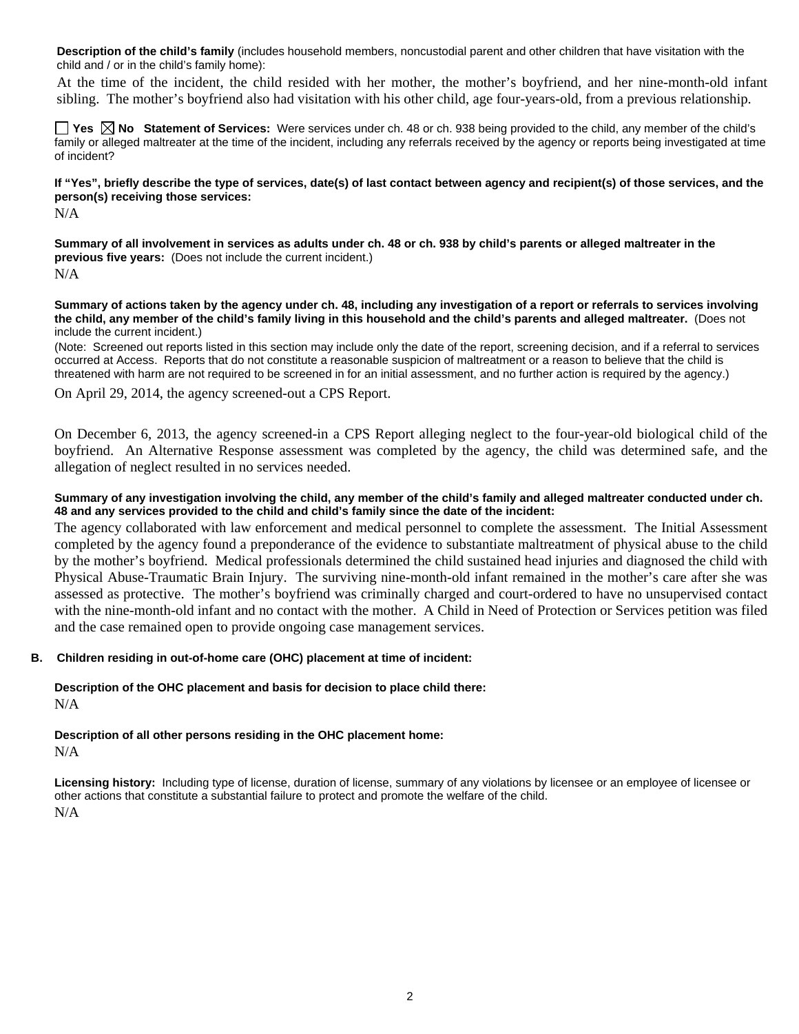**Description of the child's family** (includes household members, noncustodial parent and other children that have visitation with the child and / or in the child's family home):

At the time of the incident, the child resided with her mother, the mother's boyfriend, and her nine-month-old infant sibling. The mother's boyfriend also had visitation with his other child, age four-years-old, from a previous relationship.

☐ Yes ☒ No **Statement of Services:** Were services under ch. 48 or ch. 938 being provided to the child, any member of the child's family or alleged maltreater at the time of the incident, including any referrals received by the agency or reports being investigated at time of incident?

**If "Yes", briefly describe the type of services, date(s) of last contact between agency and recipient(s) of those services, and the person(s) receiving those services:**

N/A

**Summary of all involvement in services as adults under ch. 48 or ch. 938 by child's parents or alleged maltreater in the previous five years:** (Does not include the current incident.)

N/A

**Summary of actions taken by the agency under ch. 48, including any investigation of a report or referrals to services involving the child, any member of the child's family living in this household and the child's parents and alleged maltreater.** (Does not include the current incident.)

(Note: Screened out reports listed in this section may include only the date of the report, screening decision, and if a referral to services occurred at Access. Reports that do not constitute a reasonable suspicion of maltreatment or a reason to believe that the child is threatened with harm are not required to be screened in for an initial assessment, and no further action is required by the agency.)

On April 29, 2014, the agency screened-out a CPS Report.

On December 6, 2013, the agency screened-in a CPS Report alleging neglect to the four-year-old biological child of the boyfriend. An Alternative Response assessment was completed by the agency, the child was determined safe, and the allegation of neglect resulted in no services needed.

**Summary of any investigation involving the child, any member of the child's family and alleged maltreater conducted under ch. 48 and any services provided to the child and child's family since the date of the incident:**

The agency collaborated with law enforcement and medical personnel to complete the assessment. The Initial Assessment completed by the agency found a preponderance of the evidence to substantiate maltreatment of physical abuse to the child by the mother's boyfriend. Medical professionals determined the child sustained head injuries and diagnosed the child with Physical Abuse-Traumatic Brain Injury. The surviving nine-month-old infant remained in the mother's care after she was assessed as protective. The mother's boyfriend was criminally charged and court-ordered to have no unsupervised contact with the nine-month-old infant and no contact with the mother. A Child in Need of Protection or Services petition was filed and the case remained open to provide ongoing case management services.

**B. Children residing in out-of-home care (OHC) placement at time of incident:**

**Description of the OHC placement and basis for decision to place child there:**

N/A

**Description of all other persons residing in the OHC placement home:**

N/A

**Licensing history:** Including type of license, duration of license, summary of any violations by licensee or an employee of licensee or other actions that constitute a substantial failure to protect and promote the welfare of the child.

N/A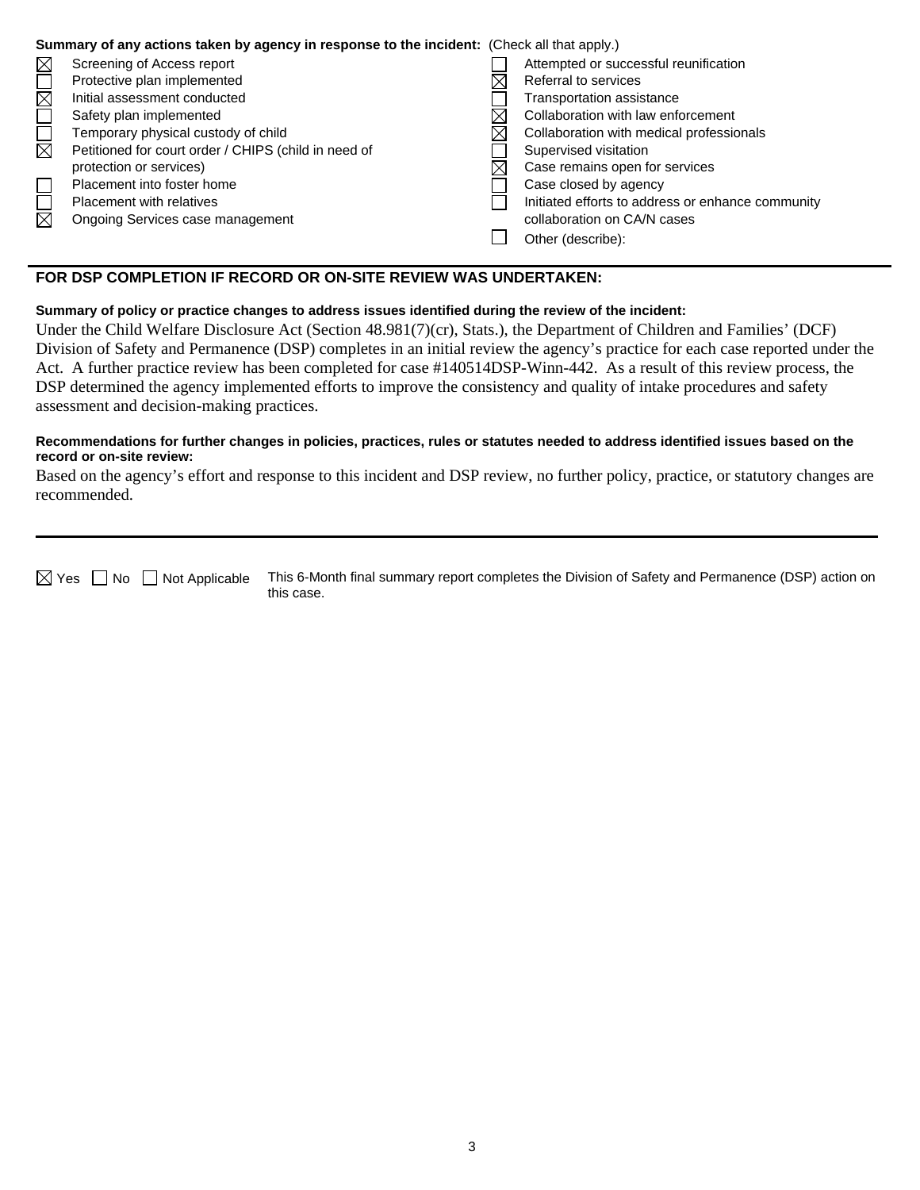**Summary of any actions taken by agency in response to the incident:** (Check all that apply.)

- [x] Screening of Access report
- [ ] Protective plan implemented
- [x] Initial assessment conducted
- [ ] Safety plan implemented
- [ ] Temporary physical custody of child
- [x] Petitioned for court order / CHIPS (child in need of protection or services)
- [ ] Placement into foster home
- [ ] Placement with relatives
- [x] Ongoing Services case management
- [ ] Attempted or successful reunification
- [x] Referral to services
- [ ] Transportation assistance
- [x] Collaboration with law enforcement
- [x] Collaboration with medical professionals
- [ ] Supervised visitation
- [x] Case remains open for services
- [ ] Case closed by agency
- [ ] Initiated efforts to address or enhance community collaboration on CA/N cases
- [ ] Other (describe):

## FOR DSP COMPLETION IF RECORD OR ON-SITE REVIEW WAS UNDERTAKEN:

**Summary of policy or practice changes to address issues identified during the review of the incident:**

Under the Child Welfare Disclosure Act (Section 48.981(7)(cr), Stats.), the Department of Children and Families' (DCF) Division of Safety and Permanence (DSP) completes in an initial review the agency's practice for each case reported under the Act. A further practice review has been completed for case #140514DSP-Winn-442. As a result of this review process, the DSP determined the agency implemented efforts to improve the consistency and quality of intake procedures and safety assessment and decision-making practices.

**Recommendations for further changes in policies, practices, rules or statutes needed to address identified issues based on the record or on-site review:**

Based on the agency's effort and response to this incident and DSP review, no further policy, practice, or statutory changes are recommended.

---

[x] Yes [ ] No [ ] Not Applicable — This 6-Month final summary report completes the Division of Safety and Permanence (DSP) action on this case.